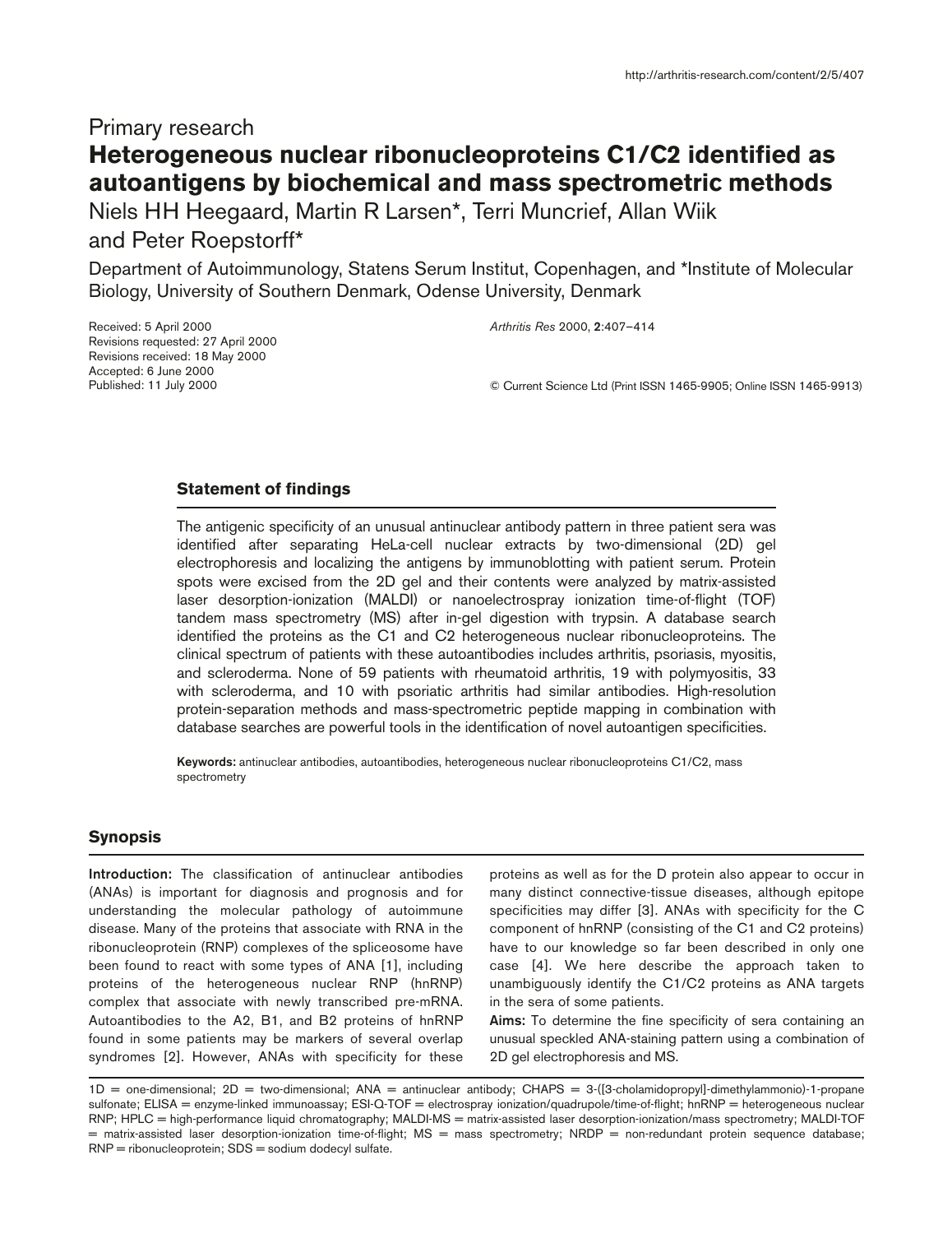Primary research

# Heterogeneous nuclear ribonucleoproteins C1/C2 identified as autoantigens by biochemical and mass spectrometric methods

Niels HH Heegaard, Martin R Larsen*, Terri Muncrief, Allan Wiik and Peter Roepstorff*

Department of Autoimmunology, Statens Serum Institut, Copenhagen, and *Institute of Molecular Biology, University of Southern Denmark, Odense University, Denmark

Received: 5 April 2000
Revisions requested: 27 April 2000
Revisions received: 18 May 2000
Accepted: 6 June 2000
Published: 11 July 2000

*Arthritis Res* 2000, **2**:407–414

© Current Science Ltd (Print ISSN 1465-9905; Online ISSN 1465-9913)

## Statement of findings

The antigenic specificity of an unusual antinuclear antibody pattern in three patient sera was identified after separating HeLa-cell nuclear extracts by two-dimensional (2D) gel electrophoresis and localizing the antigens by immunoblotting with patient serum. Protein spots were excised from the 2D gel and their contents were analyzed by matrix-assisted laser desorption-ionization (MALDI) or nanoelectrospray ionization time-of-flight (TOF) tandem mass spectrometry (MS) after in-gel digestion with trypsin. A database search identified the proteins as the C1 and C2 heterogeneous nuclear ribonucleoproteins. The clinical spectrum of patients with these autoantibodies includes arthritis, psoriasis, myositis, and scleroderma. None of 59 patients with rheumatoid arthritis, 19 with polymyositis, 33 with scleroderma, and 10 with psoriatic arthritis had similar antibodies. High-resolution protein-separation methods and mass-spectrometric peptide mapping in combination with database searches are powerful tools in the identification of novel autoantigen specificities.

**Keywords:** antinuclear antibodies, autoantibodies, heterogeneous nuclear ribonucleoproteins C1/C2, mass spectrometry

## Synopsis

**Introduction:** The classification of antinuclear antibodies (ANAs) is important for diagnosis and prognosis and for understanding the molecular pathology of autoimmune disease. Many of the proteins that associate with RNA in the ribonucleoprotein (RNP) complexes of the spliceosome have been found to react with some types of ANA [1], including proteins of the heterogeneous nuclear RNP (hnRNP) complex that associate with newly transcribed pre-mRNA. Autoantibodies to the A2, B1, and B2 proteins of hnRNP found in some patients may be markers of several overlap syndromes [2]. However, ANAs with specificity for these proteins as well as for the D protein also appear to occur in many distinct connective-tissue diseases, although epitope specificities may differ [3]. ANAs with specificity for the C component of hnRNP (consisting of the C1 and C2 proteins) have to our knowledge so far been described in only one case [4]. We here describe the approach taken to unambiguously identify the C1/C2 proteins as ANA targets in the sera of some patients.

**Aims:** To determine the fine specificity of sera containing an unusual speckled ANA-staining pattern using a combination of 2D gel electrophoresis and MS.

1D = one-dimensional; 2D = two-dimensional; ANA = antinuclear antibody; CHAPS = 3-([3-cholamidopropyl]-dimethylammonio)-1-propane sulfonate; ELISA = enzyme-linked immunoassay; ESI-Q-TOF = electrospray ionization/quadrupole/time-of-flight; hnRNP = heterogeneous nuclear RNP; HPLC = high-performance liquid chromatography; MALDI-MS = matrix-assisted laser desorption-ionization/mass spectrometry; MALDI-TOF = matrix-assisted laser desorption-ionization time-of-flight; MS = mass spectrometry; NRDP = non-redundant protein sequence database; RNP = ribonucleoprotein; SDS = sodium dodecyl sulfate.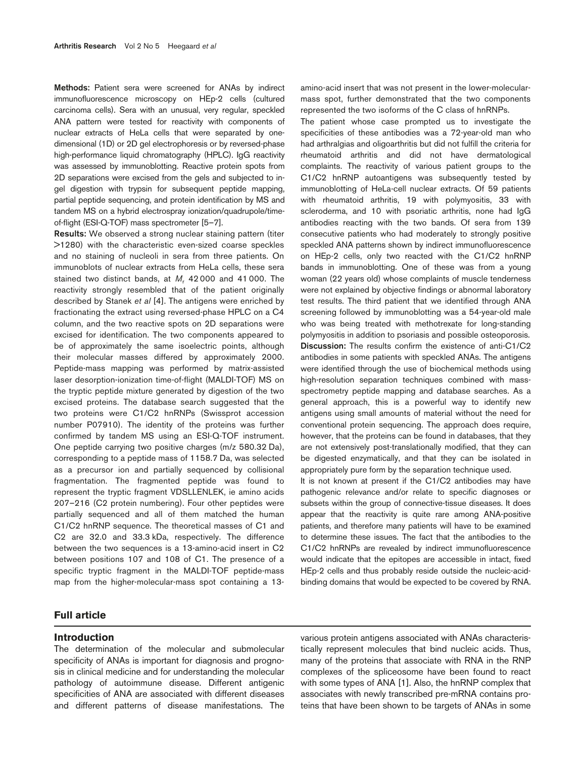**Methods:** Patient sera were screened for ANAs by indirect immunofluorescence microscopy on HEp-2 cells (cultured carcinoma cells). Sera with an unusual, very regular, speckled ANA pattern were tested for reactivity with components of nuclear extracts of HeLa cells that were separated by one-dimensional (1D) or 2D gel electrophoresis or by reversed-phase high-performance liquid chromatography (HPLC). IgG reactivity was assessed by immunoblotting. Reactive protein spots from 2D separations were excised from the gels and subjected to in-gel digestion with trypsin for subsequent peptide mapping, partial peptide sequencing, and protein identification by MS and tandem MS on a hybrid electrospray ionization/quadrupole/time-of-flight (ESI-Q-TOF) mass spectrometer [5–7].

**Results:** We observed a strong nuclear staining pattern (titer >1280) with the characteristic even-sized coarse speckles and no staining of nucleoli in sera from three patients. On immunoblots of nuclear extracts from HeLa cells, these sera stained two distinct bands, at $M_r$ 42 000 and 41 000. The reactivity strongly resembled that of the patient originally described by Stanek *et al* [4]. The antigens were enriched by fractionating the extract using reversed-phase HPLC on a C4 column, and the two reactive spots on 2D separations were excised for identification. The two components appeared to be of approximately the same isoelectric points, although their molecular masses differed by approximately 2000. Peptide-mass mapping was performed by matrix-assisted laser desorption-ionization time-of-flight (MALDI-TOF) MS on the tryptic peptide mixture generated by digestion of the two excised proteins. The database search suggested that the two proteins were C1/C2 hnRNPs (Swissprot accession number P07910). The identity of the proteins was further confirmed by tandem MS using an ESI-Q-TOF instrument. One peptide carrying two positive charges (m/z 580.32 Da), corresponding to a peptide mass of 1158.7 Da, was selected as a precursor ion and partially sequenced by collisional fragmentation. The fragmented peptide was found to represent the tryptic fragment VDSLLENLEK, ie amino acids 207–216 (C2 protein numbering). Four other peptides were partially sequenced and all of them matched the human C1/C2 hnRNP sequence. The theoretical masses of C1 and C2 are 32.0 and 33.3 kDa, respectively. The difference between the two sequences is a 13-amino-acid insert in C2 between positions 107 and 108 of C1. The presence of a specific tryptic fragment in the MALDI-TOF peptide-mass map from the higher-molecular-mass spot containing a 13-amino-acid insert that was not present in the lower-molecular-mass spot, further demonstrated that the two components represented the two isoforms of the C class of hnRNPs.

The patient whose case prompted us to investigate the specificities of these antibodies was a 72-year-old man who had arthralgias and oligoarthritis but did not fulfill the criteria for rheumatoid arthritis and did not have dermatological complaints. The reactivity of various patient groups to the C1/C2 hnRNP autoantigens was subsequently tested by immunoblotting of HeLa-cell nuclear extracts. Of 59 patients with rheumatoid arthritis, 19 with polymyositis, 33 with scleroderma, and 10 with psoriatic arthritis, none had IgG antibodies reacting with the two bands. Of sera from 139 consecutive patients who had moderately to strongly positive speckled ANA patterns shown by indirect immunofluorescence on HEp-2 cells, only two reacted with the C1/C2 hnRNP bands in immunoblotting. One of these was from a young woman (22 years old) whose complaints of muscle tenderness were not explained by objective findings or abnormal laboratory test results. The third patient that we identified through ANA screening followed by immunoblotting was a 54-year-old male who was being treated with methotrexate for long-standing polymyositis in addition to psoriasis and possible osteoporosis.

**Discussion:** The results confirm the existence of anti-C1/C2 antibodies in some patients with speckled ANAs. The antigens were identified through the use of biochemical methods using high-resolution separation techniques combined with mass-spectrometry peptide mapping and database searches. As a general approach, this is a powerful way to identify new antigens using small amounts of material without the need for conventional protein sequencing. The approach does require, however, that the proteins can be found in databases, that they are not extensively post-translationally modified, that they can be digested enzymatically, and that they can be isolated in appropriately pure form by the separation technique used.

It is not known at present if the C1/C2 antibodies may have pathogenic relevance and/or relate to specific diagnoses or subsets within the group of connective-tissue diseases. It does appear that the reactivity is quite rare among ANA-positive patients, and therefore many patients will have to be examined to determine these issues. The fact that the antibodies to the C1/C2 hnRNPs are revealed by indirect immunofluorescence would indicate that the epitopes are accessible in intact, fixed HEp-2 cells and thus probably reside outside the nucleic-acid-binding domains that would be expected to be covered by RNA.

## Full article

### Introduction

The determination of the molecular and submolecular specificity of ANAs is important for diagnosis and prognosis in clinical medicine and for understanding the molecular pathology of autoimmune disease. Different antigenic specificities of ANA are associated with different diseases and different patterns of disease manifestations. The various protein antigens associated with ANAs characteristically represent molecules that bind nucleic acids. Thus, many of the proteins that associate with RNA in the RNP complexes of the spliceosome have been found to react with some types of ANA [1]. Also, the hnRNP complex that associates with newly transcribed pre-mRNA contains proteins that have been shown to be targets of ANAs in some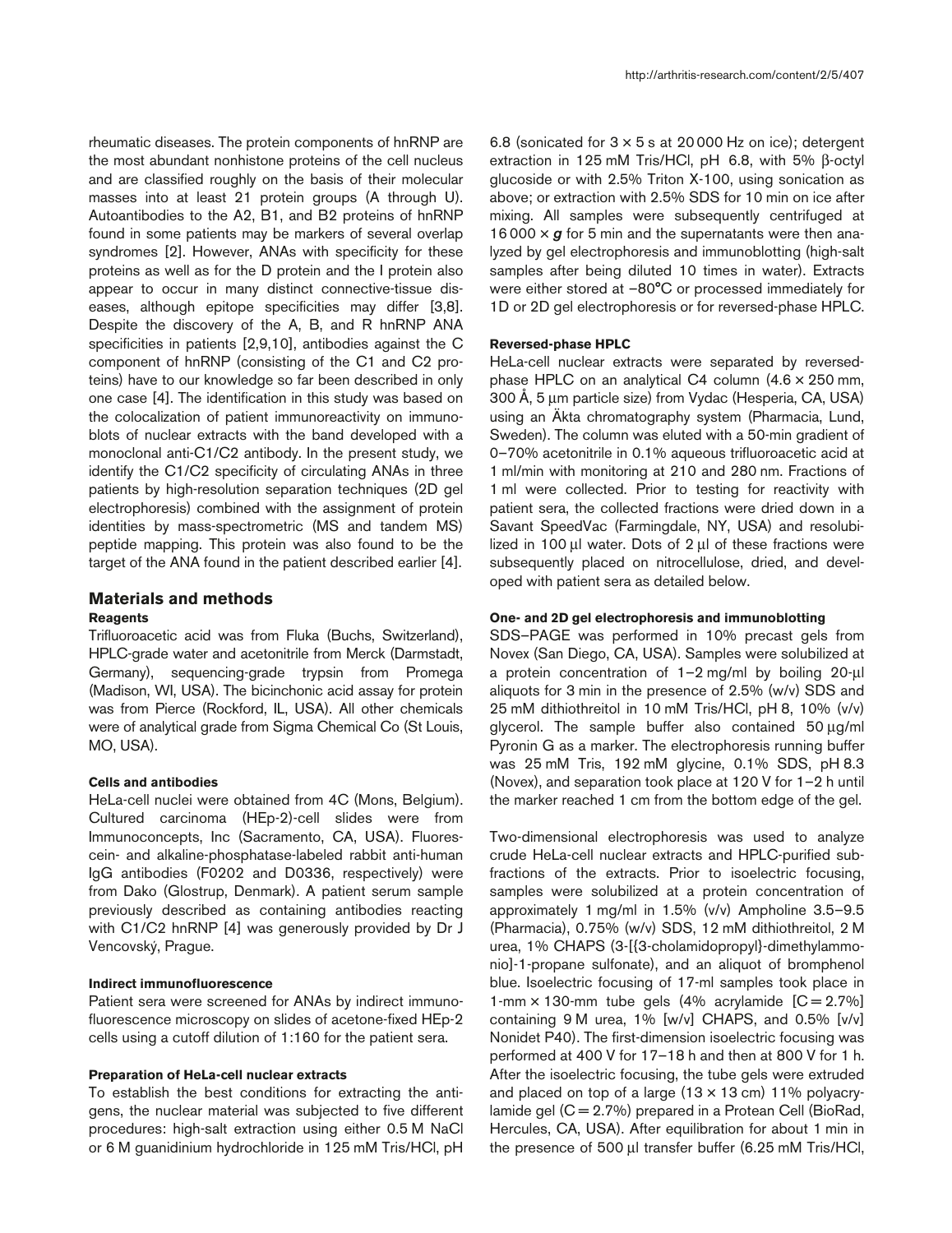rheumatic diseases. The protein components of hnRNP are the most abundant nonhistone proteins of the cell nucleus and are classified roughly on the basis of their molecular masses into at least 21 protein groups (A through U). Autoantibodies to the A2, B1, and B2 proteins of hnRNP found in some patients may be markers of several overlap syndromes [2]. However, ANAs with specificity for these proteins as well as for the D protein and the I protein also appear to occur in many distinct connective-tissue diseases, although epitope specificities may differ [3,8]. Despite the discovery of the A, B, and R hnRNP ANA specificities in patients [2,9,10], antibodies against the C component of hnRNP (consisting of the C1 and C2 proteins) have to our knowledge so far been described in only one case [4]. The identification in this study was based on the colocalization of patient immunoreactivity on immunoblots of nuclear extracts with the band developed with a monoclonal anti-C1/C2 antibody. In the present study, we identify the C1/C2 specificity of circulating ANAs in three patients by high-resolution separation techniques (2D gel electrophoresis) combined with the assignment of protein identities by mass-spectrometric (MS and tandem MS) peptide mapping. This protein was also found to be the target of the ANA found in the patient described earlier [4].

## Materials and methods

### Reagents

Trifluoroacetic acid was from Fluka (Buchs, Switzerland), HPLC-grade water and acetonitrile from Merck (Darmstadt, Germany), sequencing-grade trypsin from Promega (Madison, WI, USA). The bicinchonic acid assay for protein was from Pierce (Rockford, IL, USA). All other chemicals were of analytical grade from Sigma Chemical Co (St Louis, MO, USA).

#### Cells and antibodies

HeLa-cell nuclei were obtained from 4C (Mons, Belgium). Cultured carcinoma (HEp-2)-cell slides were from Immunoconcepts, Inc (Sacramento, CA, USA). Fluorescein- and alkaline-phosphatase-labeled rabbit anti-human IgG antibodies (F0202 and D0336, respectively) were from Dako (Glostrup, Denmark). A patient serum sample previously described as containing antibodies reacting with C1/C2 hnRNP [4] was generously provided by Dr J Vencovský, Prague.

#### Indirect immunofluorescence

Patient sera were screened for ANAs by indirect immunofluorescence microscopy on slides of acetone-fixed HEp-2 cells using a cutoff dilution of 1:160 for the patient sera.

#### Preparation of HeLa-cell nuclear extracts

To establish the best conditions for extracting the antigens, the nuclear material was subjected to five different procedures: high-salt extraction using either 0.5 M NaCl or 6 M guanidinium hydrochloride in 125 mM Tris/HCl, pH 6.8 (sonicated for 3 × 5 s at 20 000 Hz on ice); detergent extraction in 125 mM Tris/HCl, pH 6.8, with 5% β-octyl glucoside or with 2.5% Triton X-100, using sonication as above; or extraction with 2.5% SDS for 10 min on ice after mixing. All samples were subsequently centrifuged at 16 000 × ***g*** for 5 min and the supernatants were then analyzed by gel electrophoresis and immunoblotting (high-salt samples after being diluted 10 times in water). Extracts were either stored at –80°C or processed immediately for 1D or 2D gel electrophoresis or for reversed-phase HPLC.

#### Reversed-phase HPLC

HeLa-cell nuclear extracts were separated by reversed-phase HPLC on an analytical C4 column (4.6 × 250 mm, 300 Å, 5 μm particle size) from Vydac (Hesperia, CA, USA) using an Äkta chromatography system (Pharmacia, Lund, Sweden). The column was eluted with a 50-min gradient of 0–70% acetonitrile in 0.1% aqueous trifluoroacetic acid at 1 ml/min with monitoring at 210 and 280 nm. Fractions of 1 ml were collected. Prior to testing for reactivity with patient sera, the collected fractions were dried down in a Savant SpeedVac (Farmingdale, NY, USA) and resolubilized in 100 μl water. Dots of 2 μl of these fractions were subsequently placed on nitrocellulose, dried, and developed with patient sera as detailed below.

#### One- and 2D gel electrophoresis and immunoblotting

SDS–PAGE was performed in 10% precast gels from Novex (San Diego, CA, USA). Samples were solubilized at a protein concentration of 1–2 mg/ml by boiling 20-μl aliquots for 3 min in the presence of 2.5% (w/v) SDS and 25 mM dithiothreitol in 10 mM Tris/HCl, pH 8, 10% (v/v) glycerol. The sample buffer also contained 50 μg/ml Pyronin G as a marker. The electrophoresis running buffer was 25 mM Tris, 192 mM glycine, 0.1% SDS, pH 8.3 (Novex), and separation took place at 120 V for 1–2 h until the marker reached 1 cm from the bottom edge of the gel.

Two-dimensional electrophoresis was used to analyze crude HeLa-cell nuclear extracts and HPLC-purified subfractions of the extracts. Prior to isoelectric focusing, samples were solubilized at a protein concentration of approximately 1 mg/ml in 1.5% (v/v) Ampholine 3.5–9.5 (Pharmacia), 0.75% (w/v) SDS, 12 mM dithiothreitol, 2 M urea, 1% CHAPS (3-[(3-cholamidopropyl)-dimethylammonio]-1-propane sulfonate), and an aliquot of bromphenol blue. Isoelectric focusing of 17-ml samples took place in 1-mm × 130-mm tube gels (4% acrylamide [C = 2.7%] containing 9 M urea, 1% [w/v] CHAPS, and 0.5% [v/v] Nonidet P40). The first-dimension isoelectric focusing was performed at 400 V for 17–18 h and then at 800 V for 1 h. After the isoelectric focusing, the tube gels were extruded and placed on top of a large (13 × 13 cm) 11% polyacrylamide gel (C = 2.7%) prepared in a Protean Cell (BioRad, Hercules, CA, USA). After equilibration for about 1 min in the presence of 500 μl transfer buffer (6.25 mM Tris/HCl,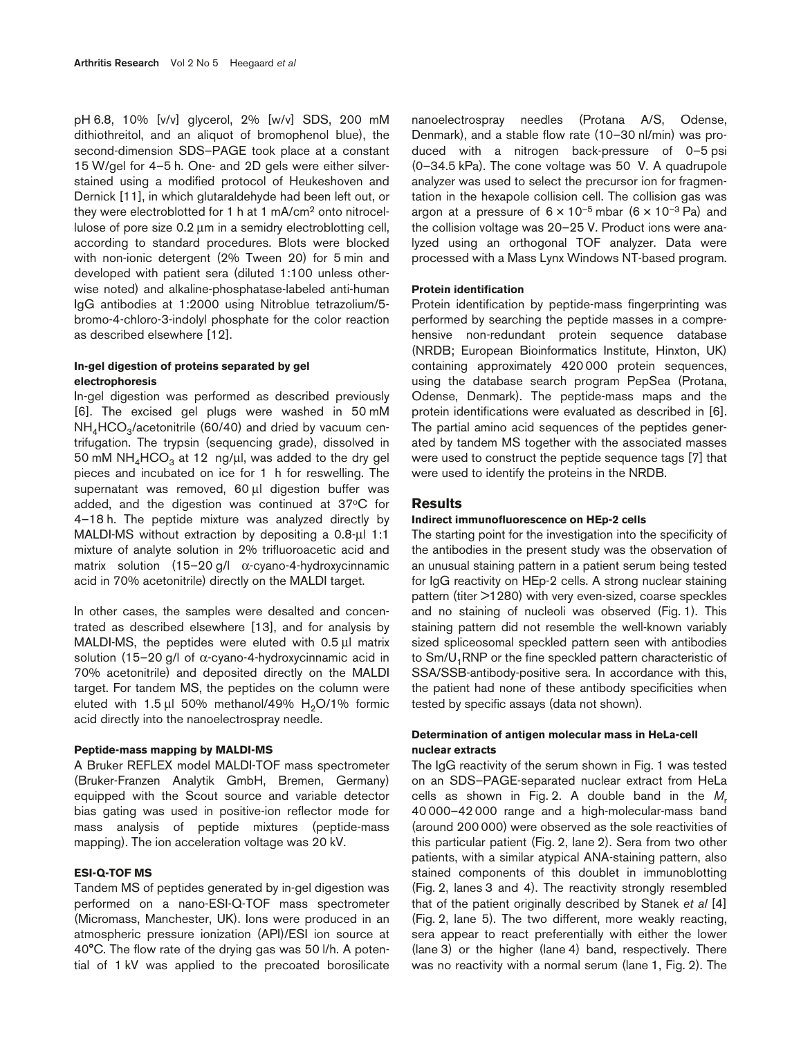pH 6.8, 10% [v/v] glycerol, 2% [w/v] SDS, 200 mM dithiothreitol, and an aliquot of bromophenol blue), the second-dimension SDS–PAGE took place at a constant 15 W/gel for 4–5 h. One- and 2D gels were either silver-stained using a modified protocol of Heukeshoven and Dernick [11], in which glutaraldehyde had been left out, or they were electroblotted for 1 h at 1 mA/cm$^2$ onto nitrocellulose of pore size 0.2 μm in a semidry electroblotting cell, according to standard procedures. Blots were blocked with non-ionic detergent (2% Tween 20) for 5 min and developed with patient sera (diluted 1:100 unless otherwise noted) and alkaline-phosphatase-labeled anti-human IgG antibodies at 1:2000 using Nitroblue tetrazolium/5-bromo-4-chloro-3-indolyl phosphate for the color reaction as described elsewhere [12].

#### In-gel digestion of proteins separated by gel electrophoresis

In-gel digestion was performed as described previously [6]. The excised gel plugs were washed in 50 mM $NH_4HCO_3$/acetonitrile (60/40) and dried by vacuum centrifugation. The trypsin (sequencing grade), dissolved in 50 mM $NH_4HCO_3$ at 12 ng/μl, was added to the dry gel pieces and incubated on ice for 1 h for reswelling. The supernatant was removed, 60 μl digestion buffer was added, and the digestion was continued at 37°C for 4–18 h. The peptide mixture was analyzed directly by MALDI-MS without extraction by depositing a 0.8-μl 1:1 mixture of analyte solution in 2% trifluoroacetic acid and matrix solution (15–20 g/l α-cyano-4-hydroxycinnamic acid in 70% acetonitrile) directly on the MALDI target.

In other cases, the samples were desalted and concentrated as described elsewhere [13], and for analysis by MALDI-MS, the peptides were eluted with 0.5 μl matrix solution (15–20 g/l of α-cyano-4-hydroxycinnamic acid in 70% acetonitrile) and deposited directly on the MALDI target. For tandem MS, the peptides on the column were eluted with 1.5 μl 50% methanol/49% $H_2O$/1% formic acid directly into the nanoelectrospray needle.

#### Peptide-mass mapping by MALDI-MS

A Bruker REFLEX model MALDI-TOF mass spectrometer (Bruker-Franzen Analytik GmbH, Bremen, Germany) equipped with the Scout source and variable detector bias gating was used in positive-ion reflector mode for mass analysis of peptide mixtures (peptide-mass mapping). The ion acceleration voltage was 20 kV.

#### ESI-Q-TOF MS

Tandem MS of peptides generated by in-gel digestion was performed on a nano-ESI-Q-TOF mass spectrometer (Micromass, Manchester, UK). Ions were produced in an atmospheric pressure ionization (API)/ESI ion source at 40°C. The flow rate of the drying gas was 50 l/h. A potential of 1 kV was applied to the precoated borosilicate nanoelectrospray needles (Protana A/S, Odense, Denmark), and a stable flow rate (10–30 nl/min) was produced with a nitrogen back-pressure of 0–5 psi (0–34.5 kPa). The cone voltage was 50 V. A quadrupole analyzer was used to select the precursor ion for fragmentation in the hexapole collision cell. The collision gas was argon at a pressure of $6 \times 10^{-5}$ mbar ($6 \times 10^{-3}$ Pa) and the collision voltage was 20–25 V. Product ions were analyzed using an orthogonal TOF analyzer. Data were processed with a Mass Lynx Windows NT-based program.

#### Protein identification

Protein identification by peptide-mass fingerprinting was performed by searching the peptide masses in a comprehensive non-redundant protein sequence database (NRDB; European Bioinformatics Institute, Hinxton, UK) containing approximately 420 000 protein sequences, using the database search program PepSea (Protana, Odense, Denmark). The peptide-mass maps and the protein identifications were evaluated as described in [6]. The partial amino acid sequences of the peptides generated by tandem MS together with the associated masses were used to construct the peptide sequence tags [7] that were used to identify the proteins in the NRDB.

## Results

#### Indirect immunofluorescence on HEp-2 cells

The starting point for the investigation into the specificity of the antibodies in the present study was the observation of an unusual staining pattern in a patient serum being tested for IgG reactivity on HEp-2 cells. A strong nuclear staining pattern (titer >1280) with very even-sized, coarse speckles and no staining of nucleoli was observed (Fig. 1). This staining pattern did not resemble the well-known variably sized spliceosomal speckled pattern seen with antibodies to Sm/$U_1$RNP or the fine speckled pattern characteristic of SSA/SSB-antibody-positive sera. In accordance with this, the patient had none of these antibody specificities when tested by specific assays (data not shown).

#### Determination of antigen molecular mass in HeLa-cell nuclear extracts

The IgG reactivity of the serum shown in Fig. 1 was tested on an SDS–PAGE-separated nuclear extract from HeLa cells as shown in Fig. 2. A double band in the $M_r$ 40 000–42 000 range and a high-molecular-mass band (around 200 000) were observed as the sole reactivities of this particular patient (Fig. 2, lane 2). Sera from two other patients, with a similar atypical ANA-staining pattern, also stained components of this doublet in immunoblotting (Fig. 2, lanes 3 and 4). The reactivity strongly resembled that of the patient originally described by Stanek *et al* [4] (Fig. 2, lane 5). The two different, more weakly reacting, sera appear to react preferentially with either the lower (lane 3) or the higher (lane 4) band, respectively. There was no reactivity with a normal serum (lane 1, Fig. 2). The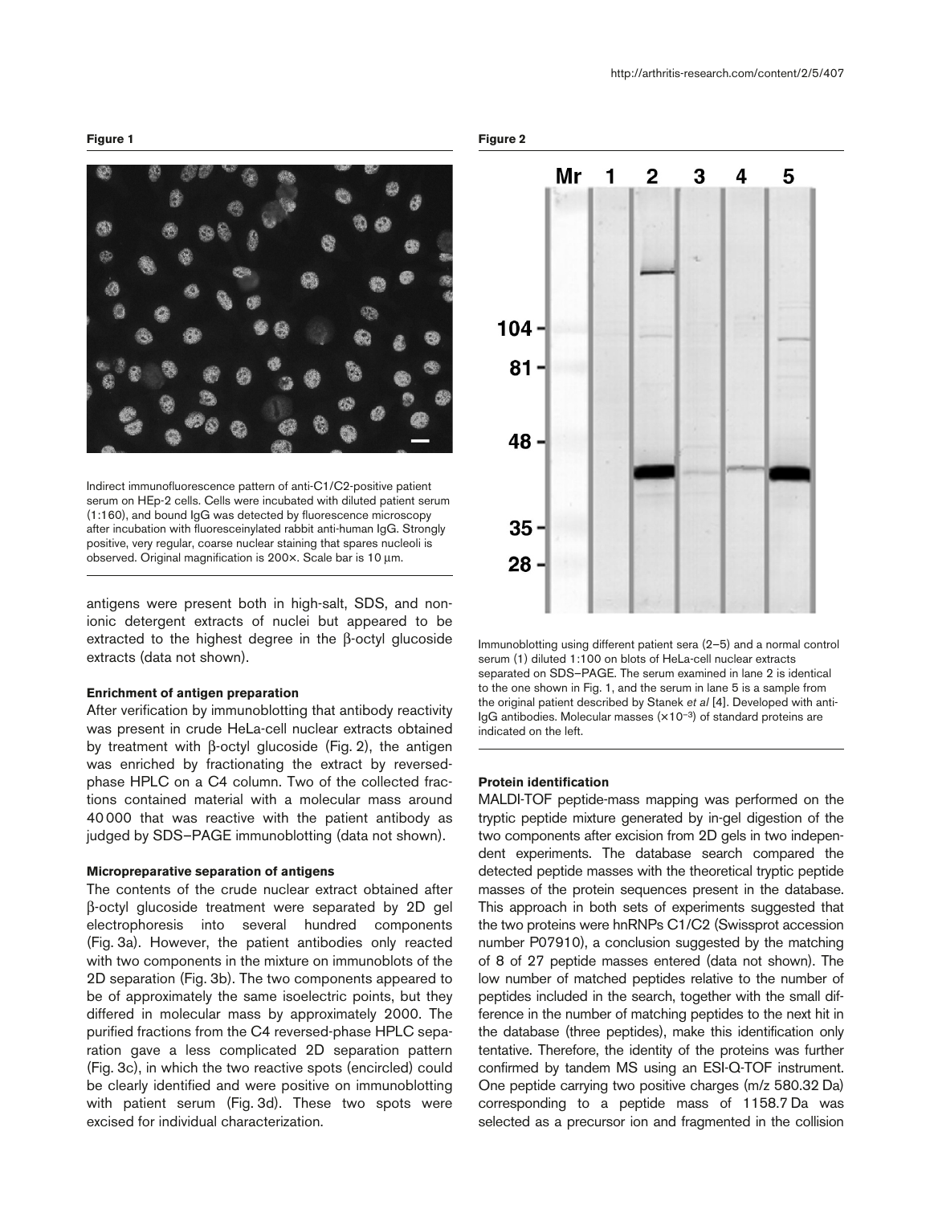**Figure 1**

Indirect immunofluorescence pattern of anti-C1/C2-positive patient serum on HEp-2 cells. Cells were incubated with diluted patient serum (1:160), and bound IgG was detected by fluorescence microscopy after incubation with fluoresceinylated rabbit anti-human IgG. Strongly positive, very regular, coarse nuclear staining that spares nucleoli is observed. Original magnification is 200×. Scale bar is 10 μm.

antigens were present both in high-salt, SDS, and non-ionic detergent extracts of nuclei but appeared to be extracted to the highest degree in the β-octyl glucoside extracts (data not shown).

### Enrichment of antigen preparation

After verification by immunoblotting that antibody reactivity was present in crude HeLa-cell nuclear extracts obtained by treatment with β-octyl glucoside (Fig. 2), the antigen was enriched by fractionating the extract by reversed-phase HPLC on a C4 column. Two of the collected fractions contained material with a molecular mass around 40 000 that was reactive with the patient antibody as judged by SDS–PAGE immunoblotting (data not shown).

### Micropreparative separation of antigens

The contents of the crude nuclear extract obtained after β-octyl glucoside treatment were separated by 2D gel electrophoresis into several hundred components (Fig. 3a). However, the patient antibodies only reacted with two components in the mixture on immunoblots of the 2D separation (Fig. 3b). The two components appeared to be of approximately the same isoelectric points, but they differed in molecular mass by approximately 2000. The purified fractions from the C4 reversed-phase HPLC separation gave a less complicated 2D separation pattern (Fig. 3c), in which the two reactive spots (encircled) could be clearly identified and were positive on immunoblotting with patient serum (Fig. 3d). These two spots were excised for individual characterization.

**Figure 2**

Immunoblotting using different patient sera (2–5) and a normal control serum (1) diluted 1:100 on blots of HeLa-cell nuclear extracts separated on SDS–PAGE. The serum examined in lane 2 is identical to the one shown in Fig. 1, and the serum in lane 5 is a sample from the original patient described by Stanek *et al* [4]. Developed with anti-IgG antibodies. Molecular masses ($\times 10^{-3}$) of standard proteins are indicated on the left.

### Protein identification

MALDI-TOF peptide-mass mapping was performed on the tryptic peptide mixture generated by in-gel digestion of the two components after excision from 2D gels in two independent experiments. The database search compared the detected peptide masses with the theoretical tryptic peptide masses of the protein sequences present in the database. This approach in both sets of experiments suggested that the two proteins were hnRNPs C1/C2 (Swissprot accession number P07910), a conclusion suggested by the matching of 8 of 27 peptide masses entered (data not shown). The low number of matched peptides relative to the number of peptides included in the search, together with the small difference in the number of matching peptides to the next hit in the database (three peptides), make this identification only tentative. Therefore, the identity of the proteins was further confirmed by tandem MS using an ESI-Q-TOF instrument. One peptide carrying two positive charges (m/z 580.32 Da) corresponding to a peptide mass of 1158.7 Da was selected as a precursor ion and fragmented in the collision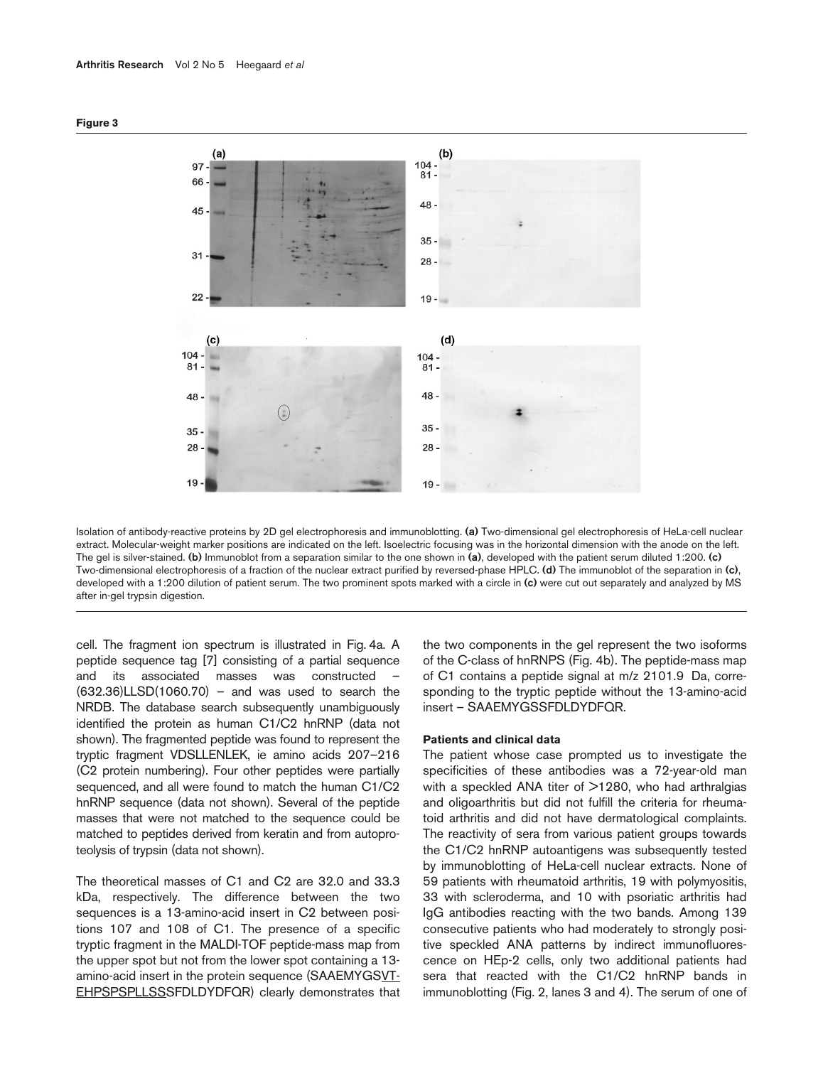**Figure 3**

Isolation of antibody-reactive proteins by 2D gel electrophoresis and immunoblotting. **(a)** Two-dimensional gel electrophoresis of HeLa-cell nuclear extract. Molecular-weight marker positions are indicated on the left. Isoelectric focusing was in the horizontal dimension with the anode on the left. The gel is silver-stained. **(b)** Immunoblot from a separation similar to the one shown in **(a)**, developed with the patient serum diluted 1:200. **(c)** Two-dimensional electrophoresis of a fraction of the nuclear extract purified by reversed-phase HPLC. **(d)** The immunoblot of the separation in **(c)**, developed with a 1:200 dilution of patient serum. The two prominent spots marked with a circle in **(c)** were cut out separately and analyzed by MS after in-gel trypsin digestion.

cell. The fragment ion spectrum is illustrated in Fig. 4a. A peptide sequence tag [7] consisting of a partial sequence and its associated masses was constructed – (632.36)LLSD(1060.70) – and was used to search the NRDB. The database search subsequently unambiguously identified the protein as human C1/C2 hnRNP (data not shown). The fragmented peptide was found to represent the tryptic fragment VDSLLENLEK, ie amino acids 207–216 (C2 protein numbering). Four other peptides were partially sequenced, and all were found to match the human C1/C2 hnRNP sequence (data not shown). Several of the peptide masses that were not matched to the sequence could be matched to peptides derived from keratin and from autoproteolysis of trypsin (data not shown).

The theoretical masses of C1 and C2 are 32.0 and 33.3 kDa, respectively. The difference between the two sequences is a 13-amino-acid insert in C2 between positions 107 and 108 of C1. The presence of a specific tryptic fragment in the MALDI-TOF peptide-mass map from the upper spot but not from the lower spot containing a 13-amino-acid insert in the protein sequence (SAAEMYGS<u>VTEHPSPSPLLSSS</u>FDLDYDFQR) clearly demonstrates that the two components in the gel represent the two isoforms of the C-class of hnRNPS (Fig. 4b). The peptide-mass map of C1 contains a peptide signal at m/z 2101.9 Da, corresponding to the tryptic peptide without the 13-amino-acid insert – SAAEMYGSSFDLDYDFQR.

### Patients and clinical data

The patient whose case prompted us to investigate the specificities of these antibodies was a 72-year-old man with a speckled ANA titer of >1280, who had arthralgias and oligoarthritis but did not fulfill the criteria for rheumatoid arthritis and did not have dermatological complaints. The reactivity of sera from various patient groups towards the C1/C2 hnRNP autoantigens was subsequently tested by immunoblotting of HeLa-cell nuclear extracts. None of 59 patients with rheumatoid arthritis, 19 with polymyositis, 33 with scleroderma, and 10 with psoriatic arthritis had IgG antibodies reacting with the two bands. Among 139 consecutive patients who had moderately to strongly positive speckled ANA patterns by indirect immunofluorescence on HEp-2 cells, only two additional patients had sera that reacted with the C1/C2 hnRNP bands in immunoblotting (Fig. 2, lanes 3 and 4). The serum of one of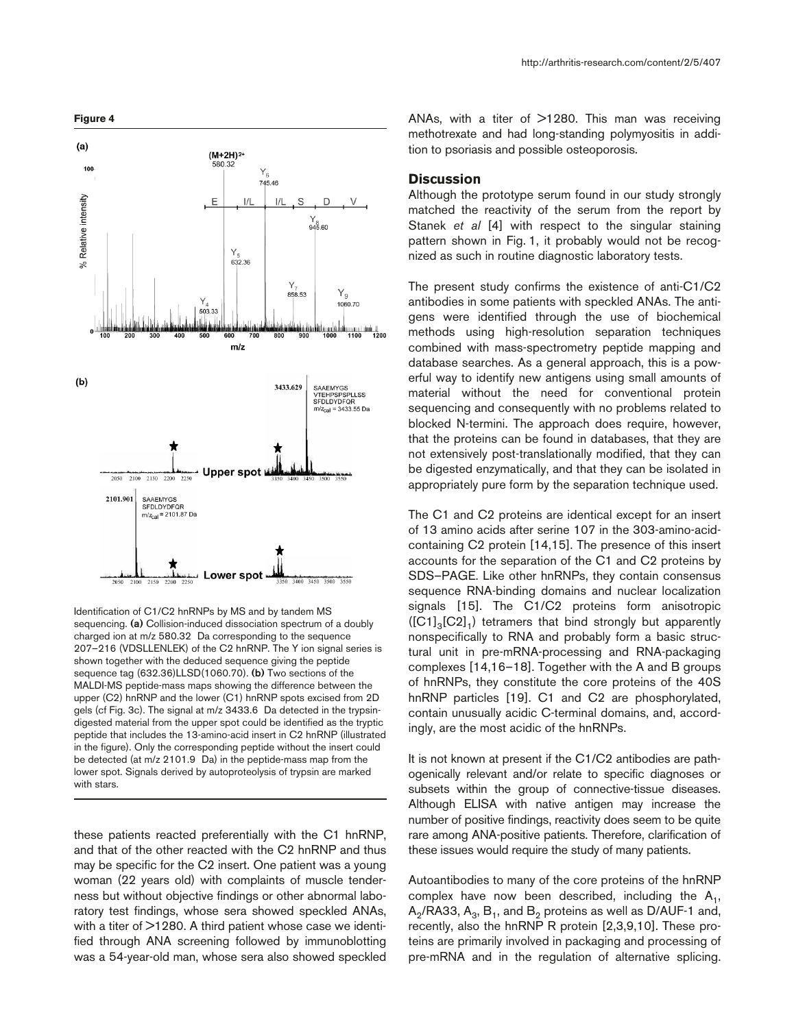**Figure 4**

Identification of C1/C2 hnRNPs by MS and by tandem MS sequencing. **(a)** Collision-induced dissociation spectrum of a doubly charged ion at m/z 580.32 Da corresponding to the sequence 207–216 (VDSLLENLEK) of the C2 hnRNP. The Y ion signal series is shown together with the deduced sequence giving the peptide sequence tag (632.36)LLSD(1060.70). **(b)** Two sections of the MALDI-MS peptide-mass maps showing the difference between the upper (C2) hnRNP and the lower (C1) hnRNP spots excised from 2D gels (cf Fig. 3c). The signal at m/z 3433.6 Da detected in the trypsin-digested material from the upper spot could be identified as the tryptic peptide that includes the 13-amino-acid insert in C2 hnRNP (illustrated in the figure). Only the corresponding peptide without the insert could be detected (at m/z 2101.9 Da) in the peptide-mass map from the lower spot. Signals derived by autoproteolysis of trypsin are marked with stars.

these patients reacted preferentially with the C1 hnRNP, and that of the other reacted with the C2 hnRNP and thus may be specific for the C2 insert. One patient was a young woman (22 years old) with complaints of muscle tenderness but without objective findings or other abnormal laboratory test findings, whose sera showed speckled ANAs, with a titer of >1280. A third patient whose case we identified through ANA screening followed by immunoblotting was a 54-year-old man, whose sera also showed speckled ANAs, with a titer of >1280. This man was receiving methotrexate and had long-standing polymyositis in addition to psoriasis and possible osteoporosis.

## Discussion

Although the prototype serum found in our study strongly matched the reactivity of the serum from the report by Stanek *et al* [4] with respect to the singular staining pattern shown in Fig. 1, it probably would not be recognized as such in routine diagnostic laboratory tests.

The present study confirms the existence of anti-C1/C2 antibodies in some patients with speckled ANAs. The antigens were identified through the use of biochemical methods using high-resolution separation techniques combined with mass-spectrometry peptide mapping and database searches. As a general approach, this is a powerful way to identify new antigens using small amounts of material without the need for conventional protein sequencing and consequently with no problems related to blocked N-termini. The approach does require, however, that the proteins can be found in databases, that they are not extensively post-translationally modified, that they can be digested enzymatically, and that they can be isolated in appropriately pure form by the separation technique used.

The C1 and C2 proteins are identical except for an insert of 13 amino acids after serine 107 in the 303-amino-acid-containing C2 protein [14,15]. The presence of this insert accounts for the separation of the C1 and C2 proteins by SDS–PAGE. Like other hnRNPs, they contain consensus sequence RNA-binding domains and nuclear localization signals [15]. The C1/C2 proteins form anisotropic ($[C1]_3[C2]_1$) tetramers that bind strongly but apparently nonspecifically to RNA and probably form a basic structural unit in pre-mRNA-processing and RNA-packaging complexes [14,16–18]. Together with the A and B groups of hnRNPs, they constitute the core proteins of the 40S hnRNP particles [19]. C1 and C2 are phosphorylated, contain unusually acidic C-terminal domains, and, accordingly, are the most acidic of the hnRNPs.

It is not known at present if the C1/C2 antibodies are pathogenically relevant and/or relate to specific diagnoses or subsets within the group of connective-tissue diseases. Although ELISA with native antigen may increase the number of positive findings, reactivity does seem to be quite rare among ANA-positive patients. Therefore, clarification of these issues would require the study of many patients.

Autoantibodies to many of the core proteins of the hnRNP complex have now been described, including the $A_1$, $A_2$/RA33, $A_3$, $B_1$, and $B_2$ proteins as well as D/AUF-1 and, recently, also the hnRNP R protein [2,3,9,10]. These proteins are primarily involved in packaging and processing of pre-mRNA and in the regulation of alternative splicing.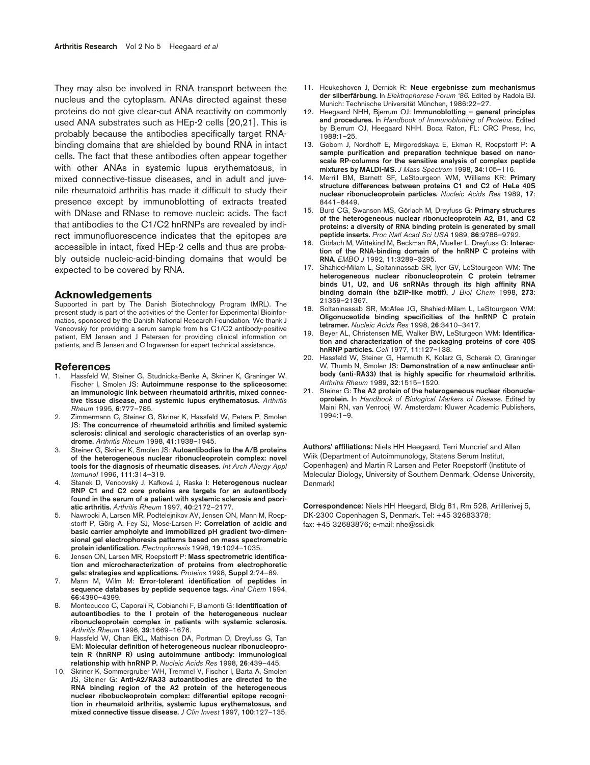They may also be involved in RNA transport between the nucleus and the cytoplasm. ANAs directed against these proteins do not give clear-cut ANA reactivity on commonly used ANA substrates such as HEp-2 cells [20,21]. This is probably because the antibodies specifically target RNA-binding domains that are shielded by bound RNA in intact cells. The fact that these antibodies often appear together with other ANAs in systemic lupus erythematosus, in mixed connective-tissue diseases, and in adult and juvenile rheumatoid arthritis has made it difficult to study their presence except by immunoblotting of extracts treated with DNase and RNase to remove nucleic acids. The fact that antibodies to the C1/C2 hnRNPs are revealed by indirect immunofluorescence indicates that the epitopes are accessible in intact, fixed HEp-2 cells and thus are probably outside nucleic-acid-binding domains that would be expected to be covered by RNA.

## Acknowledgements

Supported in part by The Danish Biotechnology Program (MRL). The present study is part of the activities of the Center for Experimental Bioinformatics, sponsored by the Danish National Research Foundation. We thank J Vencovský for providing a serum sample from his C1/C2 antibody-positive patient, EM Jensen and J Petersen for providing clinical information on patients, and B Jensen and C Ingwersen for expert technical assistance.

## References

1. Hassfeld W, Steiner G, Studnicka-Benke A, Skriner K, Graninger W, Fischer I, Smolen JS: **Autoimmune response to the spliceosome: an immunologic link between rheumatoid arthritis, mixed connective tissue disease, and systemic lupus erythematosus.** *Arthritis Rheum* 1995, **6**:777–785.
2. Zimmermann C, Steiner G, Skriner K, Hassfeld W, Petera P, Smolen JS: **The concurrence of rheumatoid arthritis and limited systemic sclerosis: clinical and serologic characteristics of an overlap syndrome.** *Arthritis Rheum* 1998, **41**:1938–1945.
3. Steiner G, Skriner K, Smolen JS: **Autoantibodies to the A/B proteins of the heterogeneous nuclear ribonucleoprotein complex: novel tools for the diagnosis of rheumatic diseases.** *Int Arch Allergy Appl Immunol* 1996, **111**:314–319.
4. Stanek D, Vencovský J, Kafková J, Raska I: **Heterogenous nuclear RNP C1 and C2 core proteins are targets for an autoantibody found in the serum of a patient with systemic sclerosis and psoriatic arthritis.** *Arthritis Rheum* 1997, **40**:2172–2177.
5. Nawrocki A, Larsen MR, Podtelejnikov AV, Jensen ON, Mann M, Roepstorff P, Görg A, Fey SJ, Mose-Larsen P: **Correlation of acidic and basic carrier ampholyte and immobilized pH gradient two-dimensional gel electrophoresis patterns based on mass spectrometric protein identification.** *Electrophoresis* 1998, **19**:1024–1035.
6. Jensen ON, Larsen MR, Roepstorff P: **Mass spectrometric identification and microcharacterization of proteins from electrophoretic gels: strategies and applications.** *Proteins* 1998, **Suppl 2**:74–89.
7. Mann M, Wilm M: **Error-tolerant identification of peptides in sequence databases by peptide sequence tags.** *Anal Chem* 1994, **66**:4390–4399.
8. Montecucco C, Caporali R, Cobianchi F, Biamonti G: **Identification of autoantibodies to the I protein of the heterogeneous nuclear ribonucleoprotein complex in patients with systemic sclerosis.** *Arthritis Rheum* 1996, **39**:1669–1676.
9. Hassfeld W, Chan EKL, Mathison DA, Portman D, Dreyfuss G, Tan EM: **Molecular definition of heterogeneous nuclear ribonucleoprotein R (hnRNP R) using autoimmune antibody: immunological relationship with hnRNP P.** *Nucleic Acids Res* 1998, **26**:439–445.
10. Skriner K, Sommergruber WH, Tremmel V, Fischer I, Barta A, Smolen JS, Steiner G: **Anti-A2/RA33 autoantibodies are directed to the RNA binding region of the A2 protein of the heterogeneous nuclear ribobucleoprotein complex: differential epitope recognition in rheumatoid arthritis, systemic lupus erythematosus, and mixed connective tissue disease.** *J Clin Invest* 1997, **100**:127–135.
11. Heukeshoven J, Dernick R: **Neue ergebnisse zum mechanismus der silberfärbung.** In *Elektrophorese Forum '86.* Edited by Radola BJ. Munich: Technische Universität München, 1986:22–27.
12. Heegaard NHH, Bjerrum OJ: **Immunoblotting – general principles and procedures.** In *Handbook of Immunoblotting of Proteins.* Edited by Bjerrum OJ, Heegaard NHH. Boca Raton, FL: CRC Press, Inc, 1988:1–25.
13. Gobom J, Nordhoff E, Mirgorodskaya E, Ekman R, Roepstorff P: **A sample purification and preparation technique based on nano-scale RP-columns for the sensitive analysis of complex peptide mixtures by MALDI-MS.** *J Mass Spectrom* 1998, **34**:105–116.
14. Merrill BM, Barnett SF, LeStourgeon WM, Williams KR: **Primary structure differences between proteins C1 and C2 of HeLa 40S nuclear ribonucleoprotein particles.** *Nucleic Acids Res* 1989, **17**: 8441–8449.
15. Burd CG, Swanson MS, Görlach M, Dreyfuss G: **Primary structures of the heterogeneous nuclear ribonucleoprotein A2, B1, and C2 proteins: a diversity of RNA binding protein is generated by small peptide inserts.** *Proc Natl Acad Sci USA* 1989, **86**:9788–9792.
16. Görlach M, Wittekind M, Beckman RA, Mueller L, Dreyfuss G: **Interaction of the RNA-binding domain of the hnRNP C proteins with RNA.** *EMBO J* 1992, **11**:3289–3295.
17. Shahied-Milam L, Soltaninassab SR, Iyer GV, LeStourgeon WM: **The heterogeneous nuclear ribonucleoprotein C protein tetramer binds U1, U2, and U6 snRNAs through its high affinity RNA binding domain (the bZIP-like motif).** *J Biol Chem* 1998, **273**: 21359–21367.
18. Soltaninassab SR, McAfee JG, Shahied-Milam L, LeStourgeon WM: **Oligonucleotide binding specificities of the hnRNP C protein tetramer.** *Nucleic Acids Res* 1998, **26**:3410–3417.
19. Beyer AL, Christensen ME, Walker BW, LeSturgeon WM: **Identification and characterization of the packaging proteins of core 40S hnRNP particles.** *Cell* 1977, **11**:127–138.
20. Hassfeld W, Steiner G, Harmuth K, Kolarz G, Scherak O, Graninger W, Thumb N, Smolen JS: **Demonstration of a new antinuclear antibody (anti-RA33) that is highly specific for rheumatoid arthritis.** *Arthritis Rheum* 1989, **32**:1515–1520.
21. Steiner G: **The A2 protein of the heterogeneous nuclear ribonucleoprotein.** In *Handbook of Biological Markers of Disease.* Edited by Maini RN, van Venrooij W. Amsterdam: Kluwer Academic Publishers, 1994:1–9.

**Authors' affiliations:** Niels HH Heegaard, Terri Muncrief and Allan Wiik (Department of Autoimmunology, Statens Serum Institut, Copenhagen) and Martin R Larsen and Peter Roepstorff (Institute of Molecular Biology, University of Southern Denmark, Odense University, Denmark)

**Correspondence:** Niels HH Heegard, Bldg 81, Rm 528, Artillerivej 5, DK-2300 Copenhagen S, Denmark. Tel: +45 32683378; fax: +45 32683876; e-mail: nhe@ssi.dk